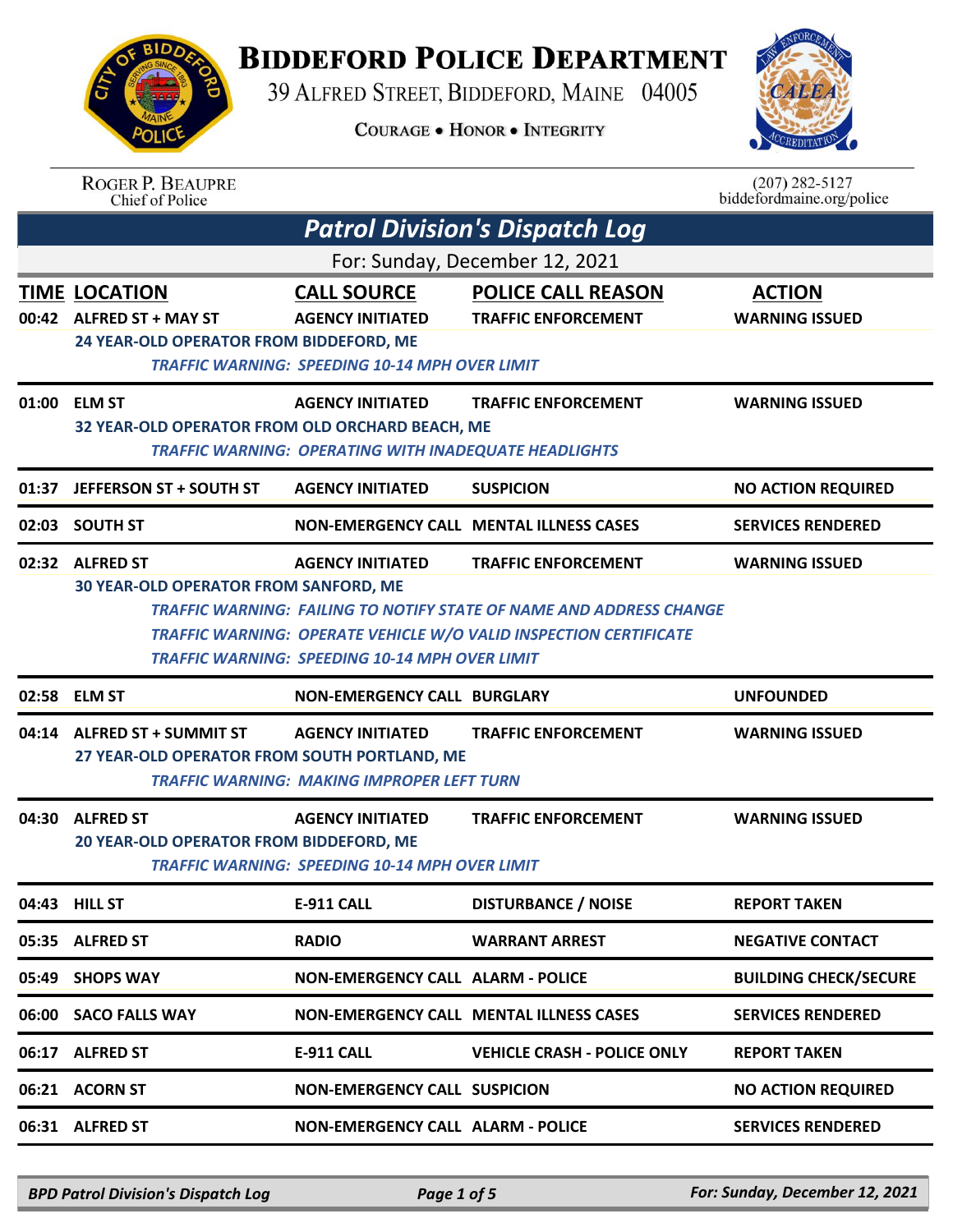# BIDDEFORD POLICE DEPARTMENT

39 ALFRED STREET, BIDDEFORD, MAINE 04005

COURAGE • HONOR • INTEGRITY

ROGER P. BEAUPRE
Chief of Police

(207) 282-5127
biddefordmaine.org/police

## Patrol Division's Dispatch Log

For: Sunday, December 12, 2021

| TIME | LOCATION | CALL SOURCE | POLICE CALL REASON | ACTION |
|---|---|---|---|---|
| 00:42 | ALFRED ST + MAY ST | AGENCY INITIATED | TRAFFIC ENFORCEMENT | WARNING ISSUED |
| | 24 YEAR-OLD OPERATOR FROM BIDDEFORD, ME<br>TRAFFIC WARNING: SPEEDING 10-14 MPH OVER LIMIT | | | |
| 01:00 | ELM ST | AGENCY INITIATED | TRAFFIC ENFORCEMENT | WARNING ISSUED |
| | 32 YEAR-OLD OPERATOR FROM OLD ORCHARD BEACH, ME<br>TRAFFIC WARNING: OPERATING WITH INADEQUATE HEADLIGHTS | | | |
| 01:37 | JEFFERSON ST + SOUTH ST | AGENCY INITIATED | SUSPICION | NO ACTION REQUIRED |
| 02:03 | SOUTH ST | NON-EMERGENCY CALL | MENTAL ILLNESS CASES | SERVICES RENDERED |
| 02:32 | ALFRED ST | AGENCY INITIATED | TRAFFIC ENFORCEMENT | WARNING ISSUED |
| | 30 YEAR-OLD OPERATOR FROM SANFORD, ME<br>TRAFFIC WARNING: FAILING TO NOTIFY STATE OF NAME AND ADDRESS CHANGE<br>TRAFFIC WARNING: OPERATE VEHICLE W/O VALID INSPECTION CERTIFICATE<br>TRAFFIC WARNING: SPEEDING 10-14 MPH OVER LIMIT | | | |
| 02:58 | ELM ST | NON-EMERGENCY CALL | BURGLARY | UNFOUNDED |
| 04:14 | ALFRED ST + SUMMIT ST | AGENCY INITIATED | TRAFFIC ENFORCEMENT | WARNING ISSUED |
| | 27 YEAR-OLD OPERATOR FROM SOUTH PORTLAND, ME<br>TRAFFIC WARNING: MAKING IMPROPER LEFT TURN | | | |
| 04:30 | ALFRED ST | AGENCY INITIATED | TRAFFIC ENFORCEMENT | WARNING ISSUED |
| | 20 YEAR-OLD OPERATOR FROM BIDDEFORD, ME<br>TRAFFIC WARNING: SPEEDING 10-14 MPH OVER LIMIT | | | |
| 04:43 | HILL ST | E-911 CALL | DISTURBANCE / NOISE | REPORT TAKEN |
| 05:35 | ALFRED ST | RADIO | WARRANT ARREST | NEGATIVE CONTACT |
| 05:49 | SHOPS WAY | NON-EMERGENCY CALL | ALARM - POLICE | BUILDING CHECK/SECURE |
| 06:00 | SACO FALLS WAY | NON-EMERGENCY CALL | MENTAL ILLNESS CASES | SERVICES RENDERED |
| 06:17 | ALFRED ST | E-911 CALL | VEHICLE CRASH - POLICE ONLY | REPORT TAKEN |
| 06:21 | ACORN ST | NON-EMERGENCY CALL | SUSPICION | NO ACTION REQUIRED |
| 06:31 | ALFRED ST | NON-EMERGENCY CALL | ALARM - POLICE | SERVICES RENDERED |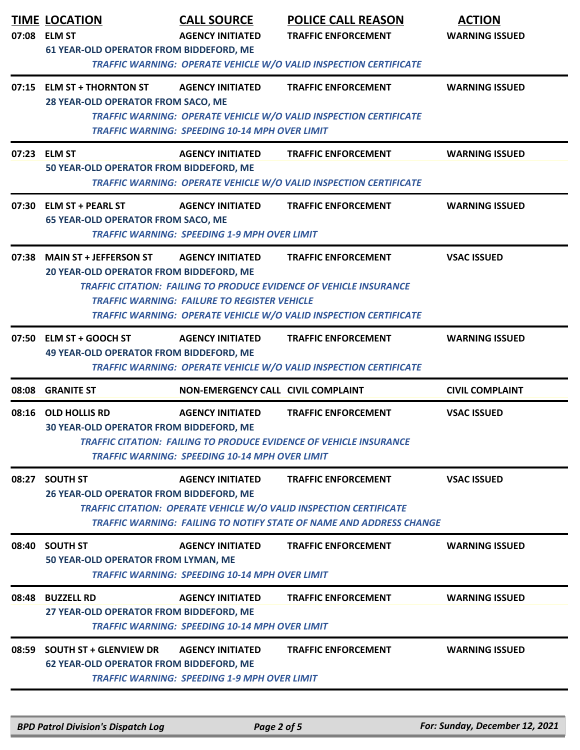| TIME | LOCATION | CALL SOURCE | POLICE CALL REASON | ACTION |
|---|---|---|---|---|
| 07:08 | ELM ST | AGENCY INITIATED | TRAFFIC ENFORCEMENT | WARNING ISSUED |
| | 61 YEAR-OLD OPERATOR FROM BIDDEFORD, ME | | | |
| | *TRAFFIC WARNING: OPERATE VEHICLE W/O VALID INSPECTION CERTIFICATE* | | | |
| 07:15 | ELM ST + THORNTON ST | AGENCY INITIATED | TRAFFIC ENFORCEMENT | WARNING ISSUED |
| | 28 YEAR-OLD OPERATOR FROM SACO, ME | | | |
| | *TRAFFIC WARNING: OPERATE VEHICLE W/O VALID INSPECTION CERTIFICATE* | | | |
| | *TRAFFIC WARNING: SPEEDING 10-14 MPH OVER LIMIT* | | | |
| 07:23 | ELM ST | AGENCY INITIATED | TRAFFIC ENFORCEMENT | WARNING ISSUED |
| | 50 YEAR-OLD OPERATOR FROM BIDDEFORD, ME | | | |
| | *TRAFFIC WARNING: OPERATE VEHICLE W/O VALID INSPECTION CERTIFICATE* | | | |
| 07:30 | ELM ST + PEARL ST | AGENCY INITIATED | TRAFFIC ENFORCEMENT | WARNING ISSUED |
| | 65 YEAR-OLD OPERATOR FROM SACO, ME | | | |
| | *TRAFFIC WARNING: SPEEDING 1-9 MPH OVER LIMIT* | | | |
| 07:38 | MAIN ST + JEFFERSON ST | AGENCY INITIATED | TRAFFIC ENFORCEMENT | VSAC ISSUED |
| | 20 YEAR-OLD OPERATOR FROM BIDDEFORD, ME | | | |
| | *TRAFFIC CITATION: FAILING TO PRODUCE EVIDENCE OF VEHICLE INSURANCE* | | | |
| | *TRAFFIC WARNING: FAILURE TO REGISTER VEHICLE* | | | |
| | *TRAFFIC WARNING: OPERATE VEHICLE W/O VALID INSPECTION CERTIFICATE* | | | |
| 07:50 | ELM ST + GOOCH ST | AGENCY INITIATED | TRAFFIC ENFORCEMENT | WARNING ISSUED |
| | 49 YEAR-OLD OPERATOR FROM BIDDEFORD, ME | | | |
| | *TRAFFIC WARNING: OPERATE VEHICLE W/O VALID INSPECTION CERTIFICATE* | | | |
| 08:08 | GRANITE ST | NON-EMERGENCY CALL | CIVIL COMPLAINT | CIVIL COMPLAINT |
| 08:16 | OLD HOLLIS RD | AGENCY INITIATED | TRAFFIC ENFORCEMENT | VSAC ISSUED |
| | 30 YEAR-OLD OPERATOR FROM BIDDEFORD, ME | | | |
| | *TRAFFIC CITATION: FAILING TO PRODUCE EVIDENCE OF VEHICLE INSURANCE* | | | |
| | *TRAFFIC WARNING: SPEEDING 10-14 MPH OVER LIMIT* | | | |
| 08:27 | SOUTH ST | AGENCY INITIATED | TRAFFIC ENFORCEMENT | VSAC ISSUED |
| | 26 YEAR-OLD OPERATOR FROM BIDDEFORD, ME | | | |
| | *TRAFFIC CITATION: OPERATE VEHICLE W/O VALID INSPECTION CERTIFICATE* | | | |
| | *TRAFFIC WARNING: FAILING TO NOTIFY STATE OF NAME AND ADDRESS CHANGE* | | | |
| 08:40 | SOUTH ST | AGENCY INITIATED | TRAFFIC ENFORCEMENT | WARNING ISSUED |
| | 50 YEAR-OLD OPERATOR FROM LYMAN, ME | | | |
| | *TRAFFIC WARNING: SPEEDING 10-14 MPH OVER LIMIT* | | | |
| 08:48 | BUZZELL RD | AGENCY INITIATED | TRAFFIC ENFORCEMENT | WARNING ISSUED |
| | 27 YEAR-OLD OPERATOR FROM BIDDEFORD, ME | | | |
| | *TRAFFIC WARNING: SPEEDING 10-14 MPH OVER LIMIT* | | | |
| 08:59 | SOUTH ST + GLENVIEW DR | AGENCY INITIATED | TRAFFIC ENFORCEMENT | WARNING ISSUED |
| | 62 YEAR-OLD OPERATOR FROM BIDDEFORD, ME | | | |
| | *TRAFFIC WARNING: SPEEDING 1-9 MPH OVER LIMIT* | | | |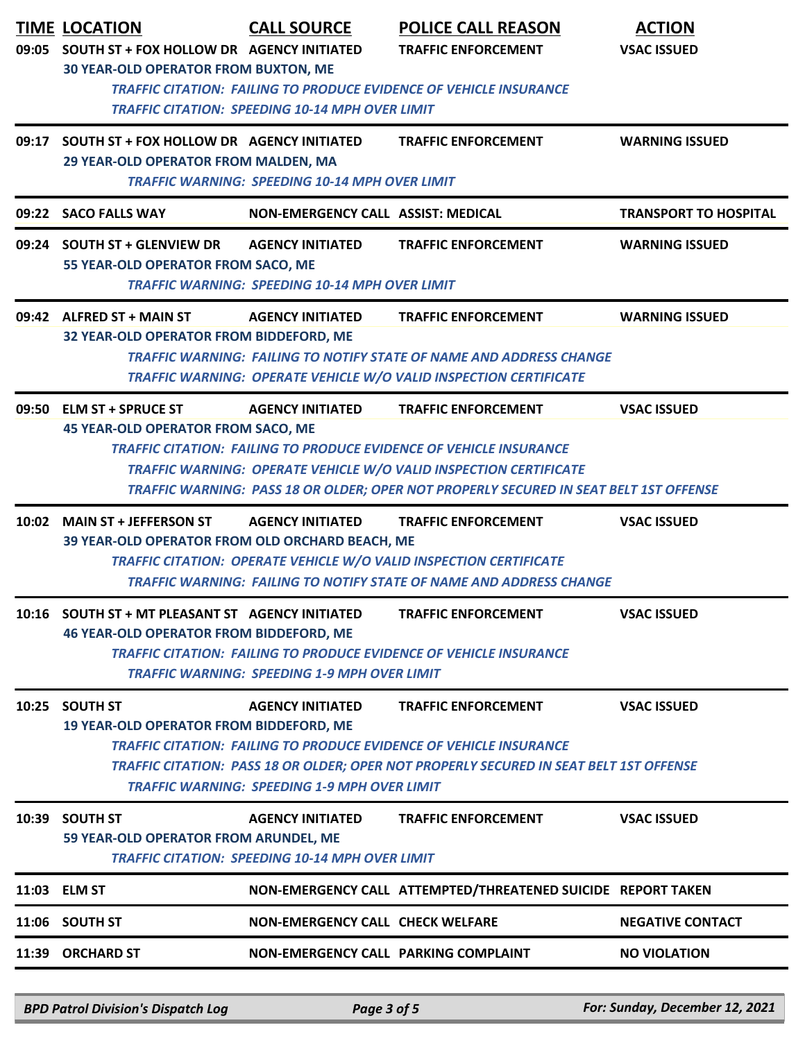| TIME | LOCATION | CALL SOURCE | POLICE CALL REASON | ACTION |
|---|---|---|---|---|
| 09:05 | SOUTH ST + FOX HOLLOW DR | AGENCY INITIATED | TRAFFIC ENFORCEMENT | VSAC ISSUED |
| | 30 YEAR-OLD OPERATOR FROM BUXTON, ME | | | |
| | *TRAFFIC CITATION: FAILING TO PRODUCE EVIDENCE OF VEHICLE INSURANCE* | | | |
| | *TRAFFIC CITATION: SPEEDING 10-14 MPH OVER LIMIT* | | | |
| 09:17 | SOUTH ST + FOX HOLLOW DR | AGENCY INITIATED | TRAFFIC ENFORCEMENT | WARNING ISSUED |
| | 29 YEAR-OLD OPERATOR FROM MALDEN, MA | | | |
| | *TRAFFIC WARNING: SPEEDING 10-14 MPH OVER LIMIT* | | | |
| 09:22 | SACO FALLS WAY | NON-EMERGENCY CALL | ASSIST: MEDICAL | TRANSPORT TO HOSPITAL |
| 09:24 | SOUTH ST + GLENVIEW DR | AGENCY INITIATED | TRAFFIC ENFORCEMENT | WARNING ISSUED |
| | 55 YEAR-OLD OPERATOR FROM SACO, ME | | | |
| | *TRAFFIC WARNING: SPEEDING 10-14 MPH OVER LIMIT* | | | |
| 09:42 | ALFRED ST + MAIN ST | AGENCY INITIATED | TRAFFIC ENFORCEMENT | WARNING ISSUED |
| | 32 YEAR-OLD OPERATOR FROM BIDDEFORD, ME | | | |
| | *TRAFFIC WARNING: FAILING TO NOTIFY STATE OF NAME AND ADDRESS CHANGE* | | | |
| | *TRAFFIC WARNING: OPERATE VEHICLE W/O VALID INSPECTION CERTIFICATE* | | | |
| 09:50 | ELM ST + SPRUCE ST | AGENCY INITIATED | TRAFFIC ENFORCEMENT | VSAC ISSUED |
| | 45 YEAR-OLD OPERATOR FROM SACO, ME | | | |
| | *TRAFFIC CITATION: FAILING TO PRODUCE EVIDENCE OF VEHICLE INSURANCE* | | | |
| | *TRAFFIC WARNING: OPERATE VEHICLE W/O VALID INSPECTION CERTIFICATE* | | | |
| | *TRAFFIC WARNING: PASS 18 OR OLDER; OPER NOT PROPERLY SECURED IN SEAT BELT 1ST OFFENSE* | | | |
| 10:02 | MAIN ST + JEFFERSON ST | AGENCY INITIATED | TRAFFIC ENFORCEMENT | VSAC ISSUED |
| | 39 YEAR-OLD OPERATOR FROM OLD ORCHARD BEACH, ME | | | |
| | *TRAFFIC CITATION: OPERATE VEHICLE W/O VALID INSPECTION CERTIFICATE* | | | |
| | *TRAFFIC WARNING: FAILING TO NOTIFY STATE OF NAME AND ADDRESS CHANGE* | | | |
| 10:16 | SOUTH ST + MT PLEASANT ST | AGENCY INITIATED | TRAFFIC ENFORCEMENT | VSAC ISSUED |
| | 46 YEAR-OLD OPERATOR FROM BIDDEFORD, ME | | | |
| | *TRAFFIC CITATION: FAILING TO PRODUCE EVIDENCE OF VEHICLE INSURANCE* | | | |
| | *TRAFFIC WARNING: SPEEDING 1-9 MPH OVER LIMIT* | | | |
| 10:25 | SOUTH ST | AGENCY INITIATED | TRAFFIC ENFORCEMENT | VSAC ISSUED |
| | 19 YEAR-OLD OPERATOR FROM BIDDEFORD, ME | | | |
| | *TRAFFIC CITATION: FAILING TO PRODUCE EVIDENCE OF VEHICLE INSURANCE* | | | |
| | *TRAFFIC CITATION: PASS 18 OR OLDER; OPER NOT PROPERLY SECURED IN SEAT BELT 1ST OFFENSE* | | | |
| | *TRAFFIC WARNING: SPEEDING 1-9 MPH OVER LIMIT* | | | |
| 10:39 | SOUTH ST | AGENCY INITIATED | TRAFFIC ENFORCEMENT | VSAC ISSUED |
| | 59 YEAR-OLD OPERATOR FROM ARUNDEL, ME | | | |
| | *TRAFFIC CITATION: SPEEDING 10-14 MPH OVER LIMIT* | | | |
| 11:03 | ELM ST | NON-EMERGENCY CALL | ATTEMPTED/THREATENED SUICIDE | REPORT TAKEN |
| 11:06 | SOUTH ST | NON-EMERGENCY CALL | CHECK WELFARE | NEGATIVE CONTACT |
| 11:39 | ORCHARD ST | NON-EMERGENCY CALL | PARKING COMPLAINT | NO VIOLATION |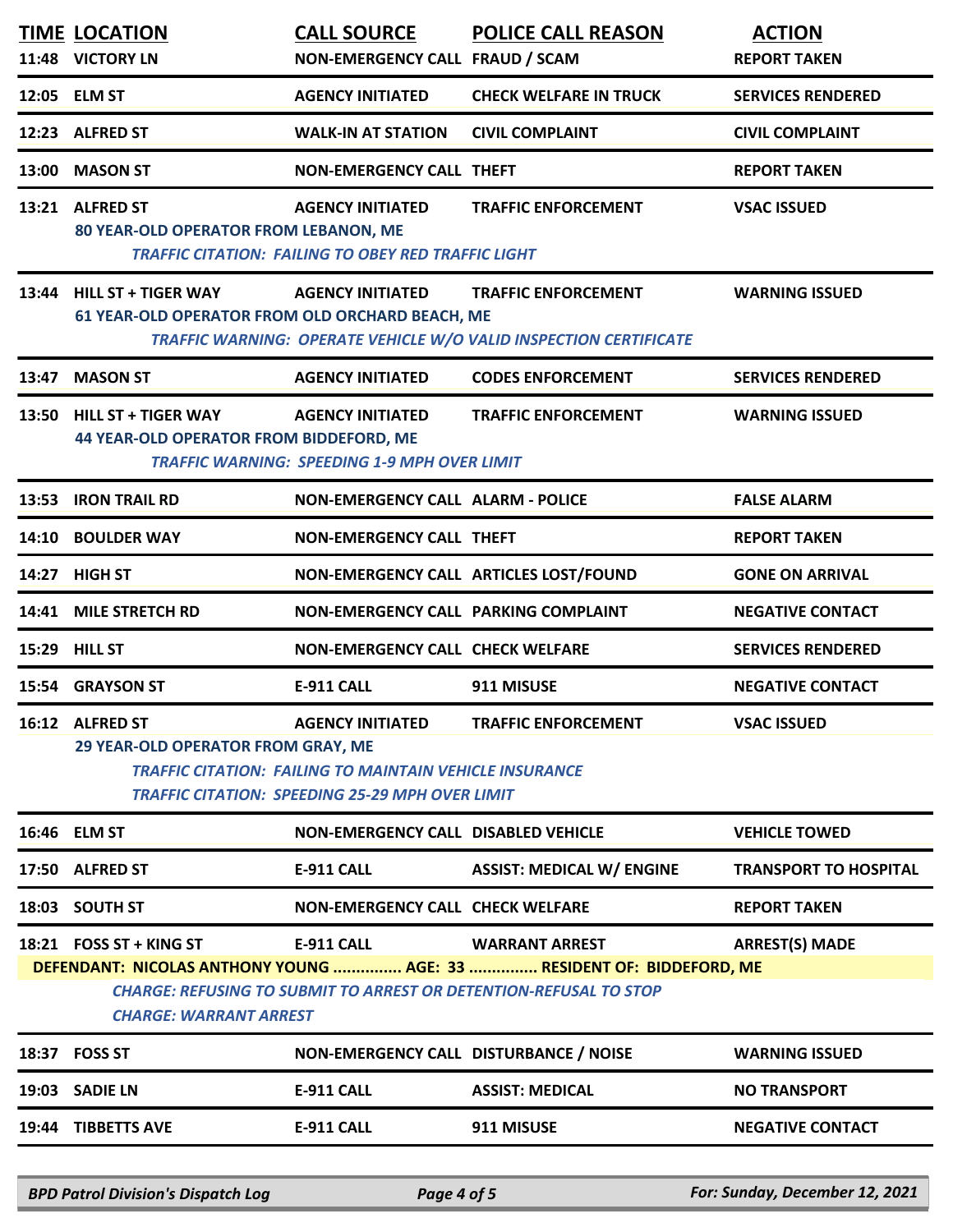| TIME | LOCATION | CALL SOURCE | POLICE CALL REASON | ACTION |
|---|---|---|---|---|
| 11:48 | VICTORY LN | NON-EMERGENCY CALL | FRAUD / SCAM | REPORT TAKEN |
| 12:05 | ELM ST | AGENCY INITIATED | CHECK WELFARE IN TRUCK | SERVICES RENDERED |
| 12:23 | ALFRED ST | WALK-IN AT STATION | CIVIL COMPLAINT | CIVIL COMPLAINT |
| 13:00 | MASON ST | NON-EMERGENCY CALL | THEFT | REPORT TAKEN |
| 13:21 | ALFRED ST | AGENCY INITIATED | TRAFFIC ENFORCEMENT | VSAC ISSUED |
| | 80 YEAR-OLD OPERATOR FROM LEBANON, ME<br>*TRAFFIC CITATION: FAILING TO OBEY RED TRAFFIC LIGHT* | | | |
| 13:44 | HILL ST + TIGER WAY | AGENCY INITIATED | TRAFFIC ENFORCEMENT | WARNING ISSUED |
| | 61 YEAR-OLD OPERATOR FROM OLD ORCHARD BEACH, ME<br>*TRAFFIC WARNING: OPERATE VEHICLE W/O VALID INSPECTION CERTIFICATE* | | | |
| 13:47 | MASON ST | AGENCY INITIATED | CODES ENFORCEMENT | SERVICES RENDERED |
| 13:50 | HILL ST + TIGER WAY | AGENCY INITIATED | TRAFFIC ENFORCEMENT | WARNING ISSUED |
| | 44 YEAR-OLD OPERATOR FROM BIDDEFORD, ME<br>*TRAFFIC WARNING: SPEEDING 1-9 MPH OVER LIMIT* | | | |
| 13:53 | IRON TRAIL RD | NON-EMERGENCY CALL | ALARM - POLICE | FALSE ALARM |
| 14:10 | BOULDER WAY | NON-EMERGENCY CALL | THEFT | REPORT TAKEN |
| 14:27 | HIGH ST | NON-EMERGENCY CALL | ARTICLES LOST/FOUND | GONE ON ARRIVAL |
| 14:41 | MILE STRETCH RD | NON-EMERGENCY CALL | PARKING COMPLAINT | NEGATIVE CONTACT |
| 15:29 | HILL ST | NON-EMERGENCY CALL | CHECK WELFARE | SERVICES RENDERED |
| 15:54 | GRAYSON ST | E-911 CALL | 911 MISUSE | NEGATIVE CONTACT |
| 16:12 | ALFRED ST | AGENCY INITIATED | TRAFFIC ENFORCEMENT | VSAC ISSUED |
| | 29 YEAR-OLD OPERATOR FROM GRAY, ME<br>*TRAFFIC CITATION: FAILING TO MAINTAIN VEHICLE INSURANCE*<br>*TRAFFIC CITATION: SPEEDING 25-29 MPH OVER LIMIT* | | | |
| 16:46 | ELM ST | NON-EMERGENCY CALL | DISABLED VEHICLE | VEHICLE TOWED |
| 17:50 | ALFRED ST | E-911 CALL | ASSIST: MEDICAL W/ ENGINE | TRANSPORT TO HOSPITAL |
| 18:03 | SOUTH ST | NON-EMERGENCY CALL | CHECK WELFARE | REPORT TAKEN |
| 18:21 | FOSS ST + KING ST | E-911 CALL | WARRANT ARREST | ARREST(S) MADE |
| | DEFENDANT: NICOLAS ANTHONY YOUNG ............... AGE: 33 ............... RESIDENT OF: BIDDEFORD, ME<br>*CHARGE: REFUSING TO SUBMIT TO ARREST OR DETENTION-REFUSAL TO STOP*<br>*CHARGE: WARRANT ARREST* | | | |
| 18:37 | FOSS ST | NON-EMERGENCY CALL | DISTURBANCE / NOISE | WARNING ISSUED |
| 19:03 | SADIE LN | E-911 CALL | ASSIST: MEDICAL | NO TRANSPORT |
| 19:44 | TIBBETTS AVE | E-911 CALL | 911 MISUSE | NEGATIVE CONTACT |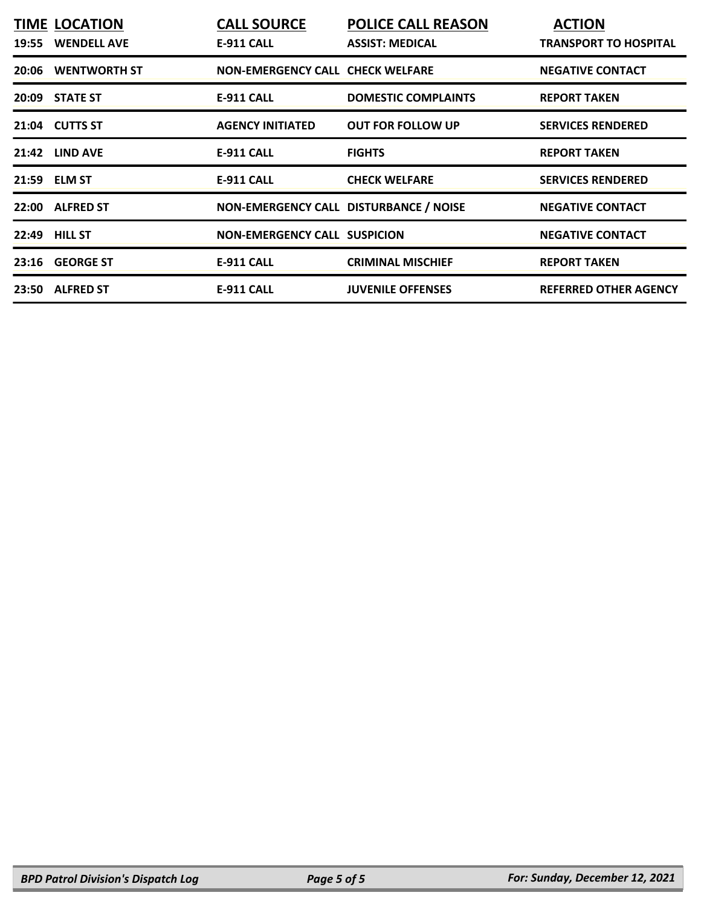| TIME | LOCATION | CALL SOURCE | POLICE CALL REASON | ACTION |
|---|---|---|---|---|
| 19:55 | WENDELL AVE | E-911 CALL | ASSIST: MEDICAL | TRANSPORT TO HOSPITAL |
| 20:06 | WENTWORTH ST | NON-EMERGENCY CALL | CHECK WELFARE | NEGATIVE CONTACT |
| 20:09 | STATE ST | E-911 CALL | DOMESTIC COMPLAINTS | REPORT TAKEN |
| 21:04 | CUTTS ST | AGENCY INITIATED | OUT FOR FOLLOW UP | SERVICES RENDERED |
| 21:42 | LIND AVE | E-911 CALL | FIGHTS | REPORT TAKEN |
| 21:59 | ELM ST | E-911 CALL | CHECK WELFARE | SERVICES RENDERED |
| 22:00 | ALFRED ST | NON-EMERGENCY CALL | DISTURBANCE / NOISE | NEGATIVE CONTACT |
| 22:49 | HILL ST | NON-EMERGENCY CALL | SUSPICION | NEGATIVE CONTACT |
| 23:16 | GEORGE ST | E-911 CALL | CRIMINAL MISCHIEF | REPORT TAKEN |
| 23:50 | ALFRED ST | E-911 CALL | JUVENILE OFFENSES | REFERRED OTHER AGENCY |